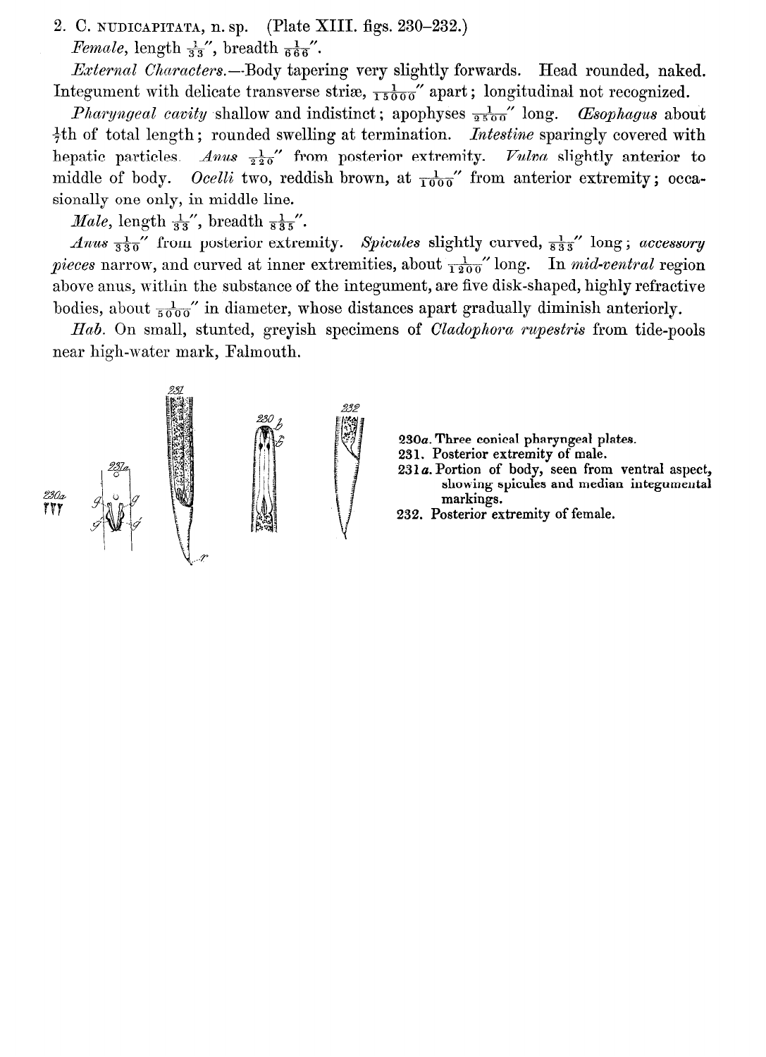2. C. NUDICAPITATA, n. sp. (Plate XIII. figs. 230–232.)

*Female*, length $\frac{1}{33}''$, breadth $\frac{1}{666}''$.

*External Characters.*—Body tapering very slightly forwards. Head rounded, naked. Integument with delicate transverse striæ, $\frac{1}{15000}''$ apart; longitudinal not recognized.

*Pharyngeal cavity* shallow and indistinct; apophyses $\frac{1}{2500}''$ long. *Œsophagus* about $\frac{1}{7}$th of total length; rounded swelling at termination. *Intestine* sparingly covered with hepatic particles. *Anus* $\frac{1}{220}''$ from posterior extremity. *Vulva* slightly anterior to middle of body. *Ocelli* two, reddish brown, at $\frac{1}{1000}''$ from anterior extremity; occasionally one only, in middle line.

*Male*, length $\frac{1}{33}''$, breadth $\frac{1}{835}''$.

*Anus* $\frac{1}{330}''$ from posterior extremity. *Spicules* slightly curved, $\frac{1}{833}''$ long; *accessory pieces* narrow, and curved at inner extremities, about $\frac{1}{1200}''$ long. In *mid-ventral* region above anus, within the substance of the integument, are five disk-shaped, highly refractive bodies, about $\frac{1}{5000}''$ in diameter, whose distances apart gradually diminish anteriorly.

*Hab.* On small, stunted, greyish specimens of *Cladophora rupestris* from tide-pools near high-water mark, Falmouth.

230*a*. Three conical pharyngeal plates.

231. Posterior extremity of male.

231*a*. Portion of body, seen from ventral aspect, showing spicules and median integumental markings.

232. Posterior extremity of female.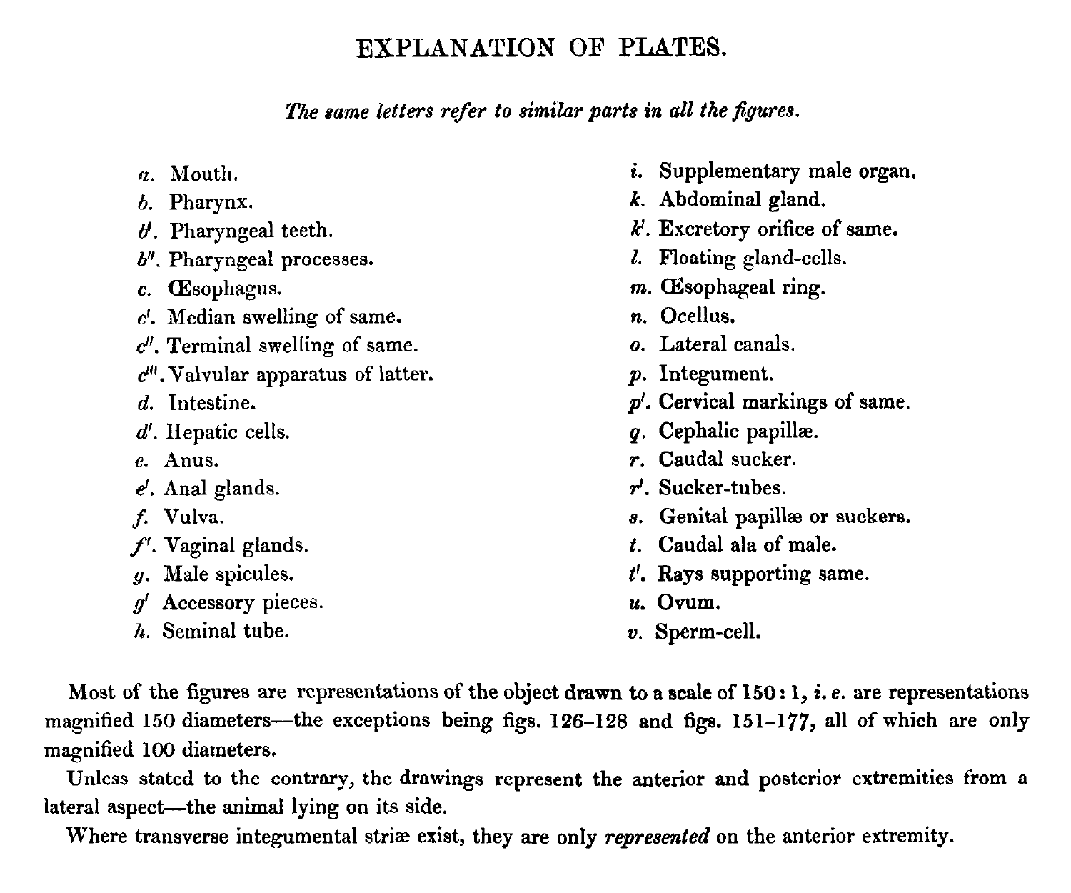## EXPLANATION OF PLATES.

*The same letters refer to similar parts in all the figures.*

- *a.* Mouth.
- *b.* Pharynx.
- *b'.* Pharyngeal teeth.
- *b''.* Pharyngeal processes.
- *c.* Œsophagus.
- *c'.* Median swelling of same.
- *c''.* Terminal swelling of same.
- *c'''.* Valvular apparatus of latter.
- *d.* Intestine.
- *d'.* Hepatic cells.
- *e.* Anus.
- *e'.* Anal glands.
- *f.* Vulva.
- *f'.* Vaginal glands.
- *g.* Male spicules.
- *g'* Accessory pieces.
- *h.* Seminal tube.
- *i.* Supplementary male organ.
- *k.* Abdominal gland.
- *k'.* Excretory orifice of same.
- *l.* Floating gland-cells.
- *m.* Œsophageal ring.
- *n.* Ocellus.
- *o.* Lateral canals.
- *p.* Integument.
- *p'.* Cervical markings of same.
- *q.* Cephalic papillæ.
- *r.* Caudal sucker.
- *r'.* Sucker-tubes.
- *s.* Genital papillæ or suckers.
- *t.* Caudal ala of male.
- *t'.* Rays supporting same.
- *u.* Ovum.
- *v.* Sperm-cell.

Most of the figures are representations of the object drawn to a scale of 150 : 1, *i. e.* are representations magnified 150 diameters—the exceptions being figs. 126–128 and figs. 151–177, all of which are only magnified 100 diameters.

Unless stated to the contrary, the drawings represent the anterior and posterior extremities from a lateral aspect—the animal lying on its side.

Where transverse integumental striæ exist, they are only *represented* on the anterior extremity.